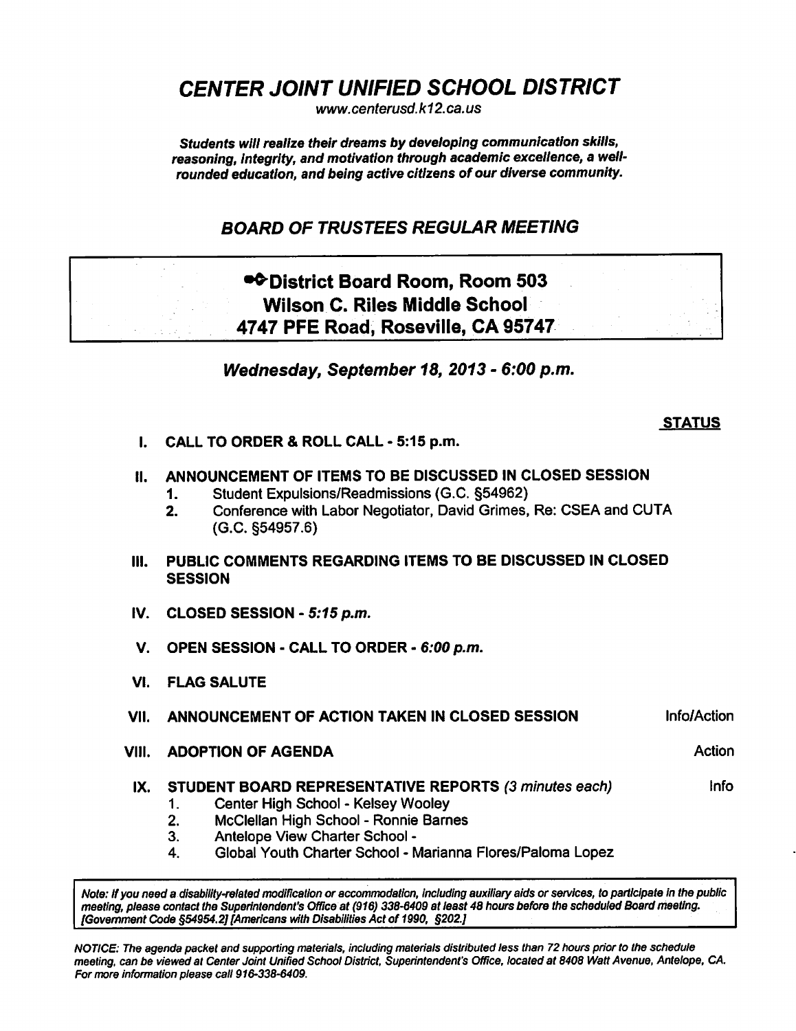# CENTER JOINT UNIFIED SCHOOL DISTRICT

www.centerusd.k12.ca.us

***Students will realize their dreams by developing communication skills, reasoning, integrity, and motivation through academic excellence, a well-rounded education, and being active citizens of our diverse community.***

## *BOARD OF TRUSTEES REGULAR MEETING*

**District Board Room, Room 503**
**Wilson C. Riles Middle School**
**4747 PFE Road, Roseville, CA 95747**

### *Wednesday, September 18, 2013 - 6:00 p.m.*

**STATUS**

**I. CALL TO ORDER & ROLL CALL - 5:15 p.m.**

**II. ANNOUNCEMENT OF ITEMS TO BE DISCUSSED IN CLOSED SESSION**

1. Student Expulsions/Readmissions (G.C. §54962)
2. Conference with Labor Negotiator, David Grimes, Re: CSEA and CUTA (G.C. §54957.6)

**III. PUBLIC COMMENTS REGARDING ITEMS TO BE DISCUSSED IN CLOSED SESSION**

**IV. CLOSED SESSION - *5:15 p.m.***

**V. OPEN SESSION - CALL TO ORDER - *6:00 p.m.***

**VI. FLAG SALUTE**

**VII. ANNOUNCEMENT OF ACTION TAKEN IN CLOSED SESSION** — Info/Action

**VIII. ADOPTION OF AGENDA** — Action

**IX. STUDENT BOARD REPRESENTATIVE REPORTS** *(3 minutes each)* — Info

1. Center High School - Kelsey Wooley
2. McClellan High School - Ronnie Barnes
3. Antelope View Charter School -
4. Global Youth Charter School - Marianna Flores/Paloma Lopez

*Note: If you need a disability-related modification or accommodation, including auxiliary aids or services, to participate in the public meeting, please contact the Superintendent's Office at (916) 338-6409 at least 48 hours before the scheduled Board meeting. [Government Code §54954.2] [Americans with Disabilities Act of 1990, §202.]*

*NOTICE: The agenda packet and supporting materials, including materials distributed less than 72 hours prior to the schedule meeting, can be viewed at Center Joint Unified School District, Superintendent's Office, located at 8408 Watt Avenue, Antelope, CA. For more information please call 916-338-6409.*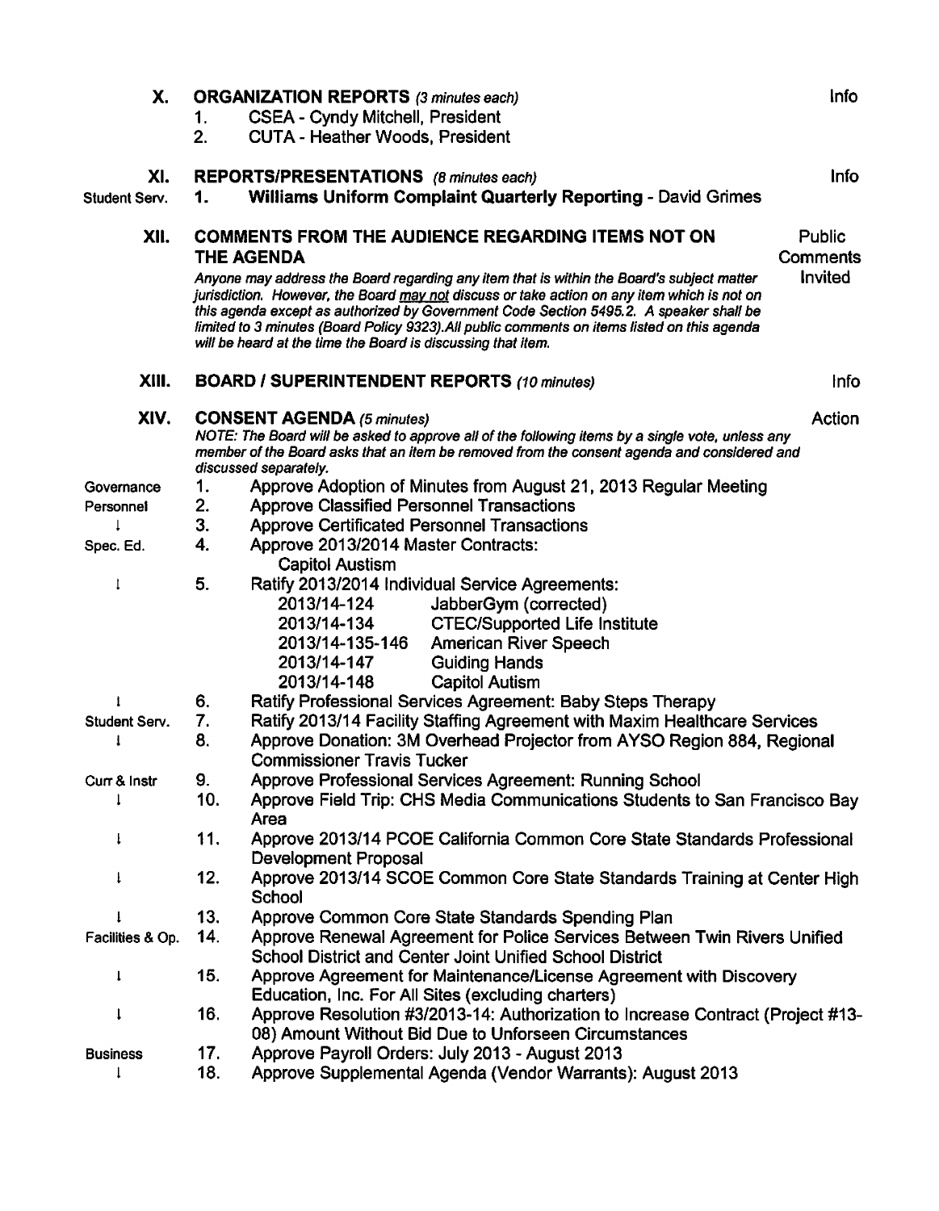## X. ORGANIZATION REPORTS *(3 minutes each)* — Info

1. CSEA - Cyndy Mitchell, President
2. CUTA - Heather Woods, President

## XI. REPORTS/PRESENTATIONS *(8 minutes each)* — Info

Student Serv. 1. **Williams Uniform Complaint Quarterly Reporting** - David Grimes

## XII. COMMENTS FROM THE AUDIENCE REGARDING ITEMS NOT ON THE AGENDA — Public Comments Invited

*Anyone may address the Board regarding any item that is within the Board's subject matter jurisdiction. However, the Board may not discuss or take action on any item which is not on this agenda except as authorized by Government Code Section 5495.2. A speaker shall be limited to 3 minutes (Board Policy 9323).All public comments on items listed on this agenda will be heard at the time the Board is discussing that item.*

## XIII. BOARD / SUPERINTENDENT REPORTS *(10 minutes)* — Info

## XIV. CONSENT AGENDA *(5 minutes)* — Action

*NOTE: The Board will be asked to approve all of the following items by a single vote, unless any member of the Board asks that an item be removed from the consent agenda and considered and discussed separately.*

| Department | No. | Item |
|---|---|---|
| Governance | 1. | Approve Adoption of Minutes from August 21, 2013 Regular Meeting |
| Personnel | 2. | Approve Classified Personnel Transactions |
| ↓ | 3. | Approve Certificated Personnel Transactions |
| Spec. Ed. | 4. | Approve 2013/2014 Master Contracts: Capitol Austism |
| ↓ | 5. | Ratify 2013/2014 Individual Service Agreements: 2013/14-124 JabberGym (corrected); 2013/14-134 CTEC/Supported Life Institute; 2013/14-135-146 American River Speech; 2013/14-147 Guiding Hands; 2013/14-148 Capitol Autism |
| ↓ | 6. | Ratify Professional Services Agreement: Baby Steps Therapy |
| Student Serv. | 7. | Ratify 2013/14 Facility Staffing Agreement with Maxim Healthcare Services |
| ↓ | 8. | Approve Donation: 3M Overhead Projector from AYSO Region 884, Regional Commissioner Travis Tucker |
| Curr & Instr | 9. | Approve Professional Services Agreement: Running School |
| ↓ | 10. | Approve Field Trip: CHS Media Communications Students to San Francisco Bay Area |
| ↓ | 11. | Approve 2013/14 PCOE California Common Core State Standards Professional Development Proposal |
| ↓ | 12. | Approve 2013/14 SCOE Common Core State Standards Training at Center High School |
| ↓ | 13. | Approve Common Core State Standards Spending Plan |
| Facilities & Op. | 14. | Approve Renewal Agreement for Police Services Between Twin Rivers Unified School District and Center Joint Unified School District |
| ↓ | 15. | Approve Agreement for Maintenance/License Agreement with Discovery Education, Inc. For All Sites (excluding charters) |
| ↓ | 16. | Approve Resolution #3/2013-14: Authorization to Increase Contract (Project #13-08) Amount Without Bid Due to Unforseen Circumstances |
| Business | 17. | Approve Payroll Orders: July 2013 - August 2013 |
| ↓ | 18. | Approve Supplemental Agenda (Vendor Warrants): August 2013 |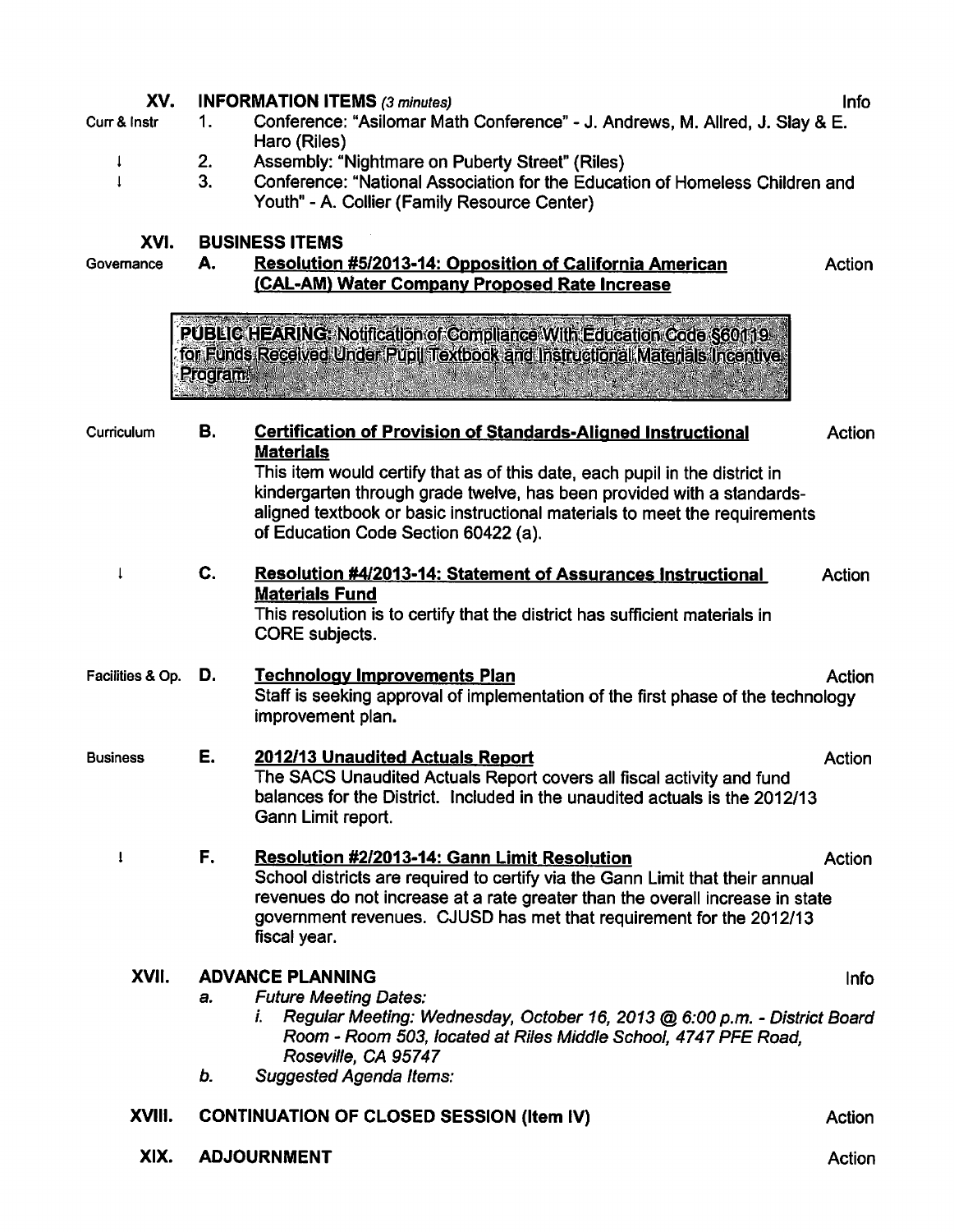## XV. INFORMATION ITEMS *(3 minutes)* — Info

Curr & Instr

1. Conference: "Asilomar Math Conference" - J. Andrews, M. Allred, J. Slay & E. Haro (Riles)
2. Assembly: "Nightmare on Puberty Street" (Riles)
3. Conference: "National Association for the Education of Homeless Children and Youth" - A. Collier (Family Resource Center)

## XVI. BUSINESS ITEMS

Governance

**A. Resolution #5/2013-14: Opposition of California American (CAL-AM) Water Company Proposed Rate Increase** — Action

> **PUBLIC HEARING:** Notification of Compliance With Education Code §60119 for Funds Received Under Pupil Textbook and Instructional Materials Incentive Program.

Curriculum

**B. Certification of Provision of Standards-Aligned Instructional Materials** — Action

This item would certify that as of this date, each pupil in the district in kindergarten through grade twelve, has been provided with a standards-aligned textbook or basic instructional materials to meet the requirements of Education Code Section 60422 (a).

**C. Resolution #4/2013-14: Statement of Assurances Instructional Materials Fund** — Action

This resolution is to certify that the district has sufficient materials in CORE subjects.

Facilities & Op.

**D. Technology Improvements Plan** — Action

Staff is seeking approval of implementation of the first phase of the technology improvement plan.

Business

**E. 2012/13 Unaudited Actuals Report** — Action

The SACS Unaudited Actuals Report covers all fiscal activity and fund balances for the District. Included in the unaudited actuals is the 2012/13 Gann Limit report.

**F. Resolution #2/2013-14: Gann Limit Resolution** — Action

School districts are required to certify via the Gann Limit that their annual revenues do not increase at a rate greater than the overall increase in state government revenues. CJUSD has met that requirement for the 2012/13 fiscal year.

## XVII. ADVANCE PLANNING — Info

a. *Future Meeting Dates:*
   i. *Regular Meeting: Wednesday, October 16, 2013 @ 6:00 p.m. - District Board Room - Room 503, located at Riles Middle School, 4747 PFE Road, Roseville, CA 95747*

b. *Suggested Agenda Items:*

## XVIII. CONTINUATION OF CLOSED SESSION (Item IV) — Action

## XIX. ADJOURNMENT — Action